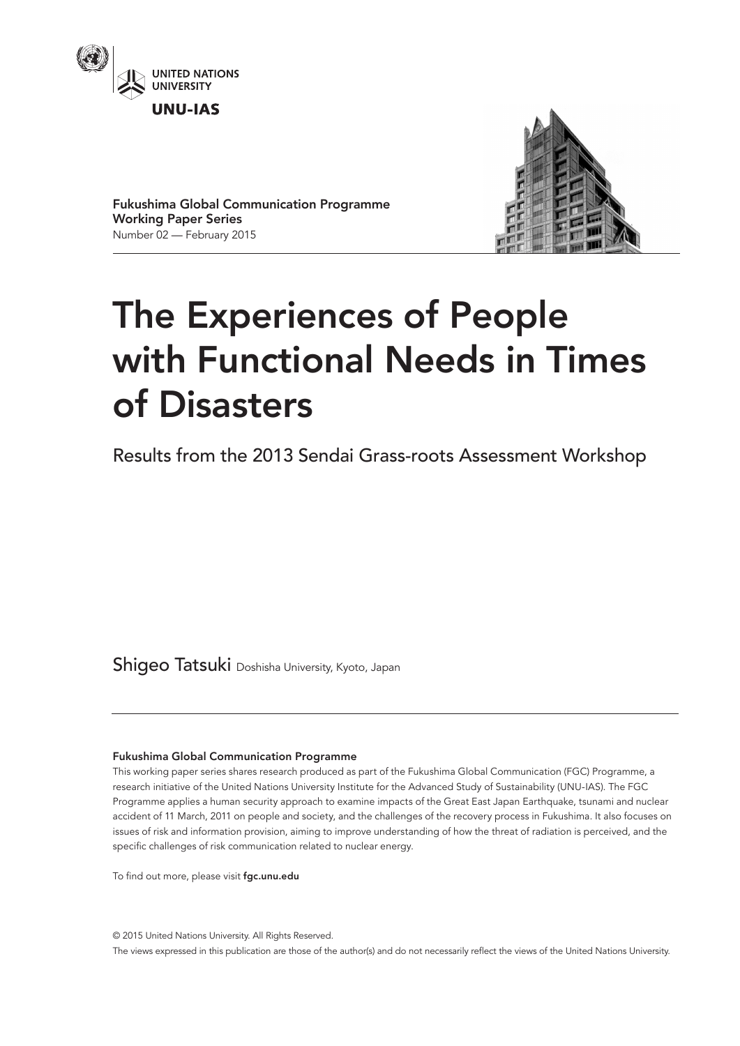UNITED NATIONS UNIVERSITY

UNU-IAS

**Fukushima Global Communication Programme Working Paper Series**
Number 02 — February 2015

# The Experiences of People with Functional Needs in Times of Disasters

## Results from the 2013 Sendai Grass-roots Assessment Workshop

Shigeo Tatsuki Doshisha University, Kyoto, Japan

---

**Fukushima Global Communication Programme**

This working paper series shares research produced as part of the Fukushima Global Communication (FGC) Programme, a research initiative of the United Nations University Institute for the Advanced Study of Sustainability (UNU-IAS). The FGC Programme applies a human security approach to examine impacts of the Great East Japan Earthquake, tsunami and nuclear accident of 11 March, 2011 on people and society, and the challenges of the recovery process in Fukushima. It also focuses on issues of risk and information provision, aiming to improve understanding of how the threat of radiation is perceived, and the specific challenges of risk communication related to nuclear energy.

To find out more, please visit **fgc.unu.edu**

© 2015 United Nations University. All Rights Reserved.

The views expressed in this publication are those of the author(s) and do not necessarily reflect the views of the United Nations University.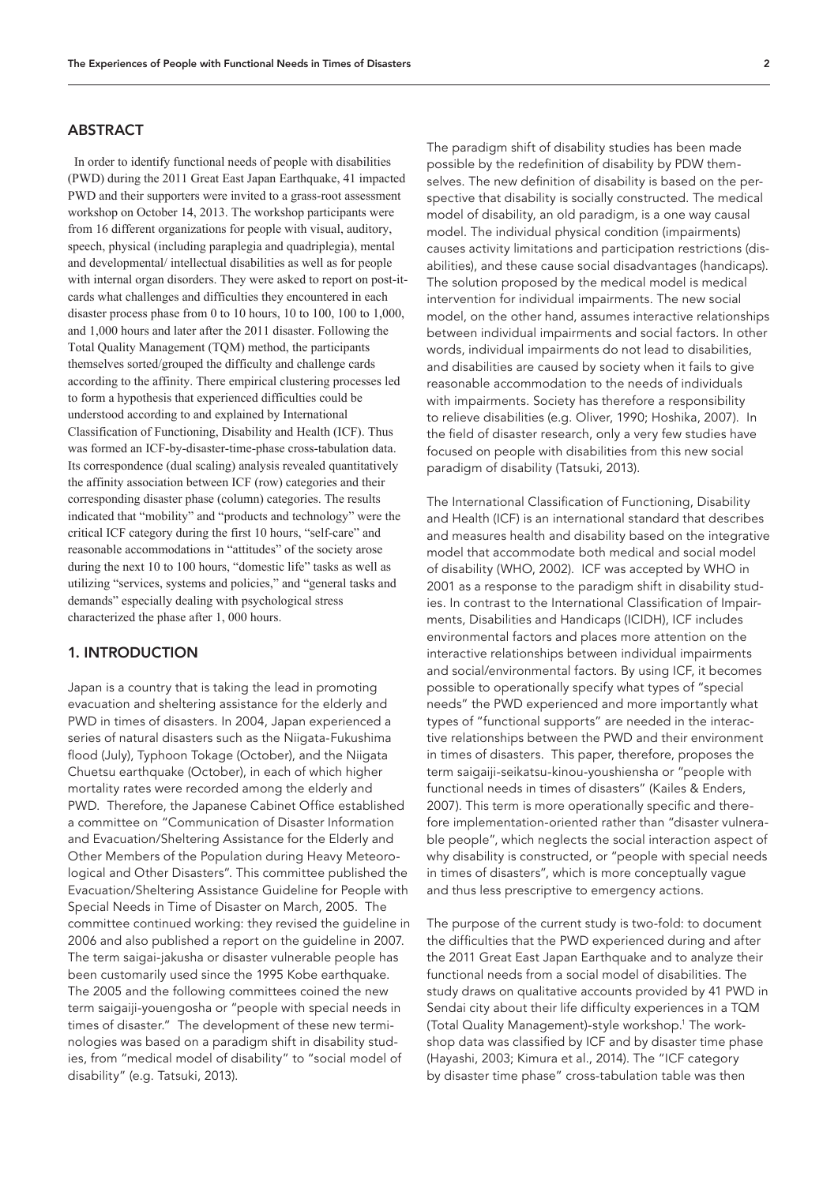## ABSTRACT

In order to identify functional needs of people with disabilities (PWD) during the 2011 Great East Japan Earthquake, 41 impacted PWD and their supporters were invited to a grass-root assessment workshop on October 14, 2013. The workshop participants were from 16 different organizations for people with visual, auditory, speech, physical (including paraplegia and quadriplegia), mental and developmental/ intellectual disabilities as well as for people with internal organ disorders. They were asked to report on post-it-cards what challenges and difficulties they encountered in each disaster process phase from 0 to 10 hours, 10 to 100, 100 to 1,000, and 1,000 hours and later after the 2011 disaster. Following the Total Quality Management (TQM) method, the participants themselves sorted/grouped the difficulty and challenge cards according to the affinity. There empirical clustering processes led to form a hypothesis that experienced difficulties could be understood according to and explained by International Classification of Functioning, Disability and Health (ICF). Thus was formed an ICF-by-disaster-time-phase cross-tabulation data. Its correspondence (dual scaling) analysis revealed quantitatively the affinity association between ICF (row) categories and their corresponding disaster phase (column) categories. The results indicated that "mobility" and "products and technology" were the critical ICF category during the first 10 hours, "self-care" and reasonable accommodations in "attitudes" of the society arose during the next 10 to 100 hours, "domestic life" tasks as well as utilizing "services, systems and policies," and "general tasks and demands" especially dealing with psychological stress characterized the phase after 1, 000 hours.

## 1. INTRODUCTION

Japan is a country that is taking the lead in promoting evacuation and sheltering assistance for the elderly and PWD in times of disasters. In 2004, Japan experienced a series of natural disasters such as the Niigata-Fukushima flood (July), Typhoon Tokage (October), and the Niigata Chuetsu earthquake (October), in each of which higher mortality rates were recorded among the elderly and PWD. Therefore, the Japanese Cabinet Office established a committee on "Communication of Disaster Information and Evacuation/Sheltering Assistance for the Elderly and Other Members of the Population during Heavy Meteorological and Other Disasters". This committee published the Evacuation/Sheltering Assistance Guideline for People with Special Needs in Time of Disaster on March, 2005. The committee continued working: they revised the guideline in 2006 and also published a report on the guideline in 2007. The term saigai-jakusha or disaster vulnerable people has been customarily used since the 1995 Kobe earthquake. The 2005 and the following committees coined the new term saigaiji-youengosha or "people with special needs in times of disaster." The development of these new terminologies was based on a paradigm shift in disability studies, from "medical model of disability" to "social model of disability" (e.g. Tatsuki, 2013).

The paradigm shift of disability studies has been made possible by the redefinition of disability by PDW themselves. The new definition of disability is based on the perspective that disability is socially constructed. The medical model of disability, an old paradigm, is a one way causal model. The individual physical condition (impairments) causes activity limitations and participation restrictions (disabilities), and these cause social disadvantages (handicaps). The solution proposed by the medical model is medical intervention for individual impairments. The new social model, on the other hand, assumes interactive relationships between individual impairments and social factors. In other words, individual impairments do not lead to disabilities, and disabilities are caused by society when it fails to give reasonable accommodation to the needs of individuals with impairments. Society has therefore a responsibility to relieve disabilities (e.g. Oliver, 1990; Hoshika, 2007). In the field of disaster research, only a very few studies have focused on people with disabilities from this new social paradigm of disability (Tatsuki, 2013).

The International Classification of Functioning, Disability and Health (ICF) is an international standard that describes and measures health and disability based on the integrative model that accommodate both medical and social model of disability (WHO, 2002). ICF was accepted by WHO in 2001 as a response to the paradigm shift in disability studies. In contrast to the International Classification of Impairments, Disabilities and Handicaps (ICIDH), ICF includes environmental factors and places more attention on the interactive relationships between individual impairments and social/environmental factors. By using ICF, it becomes possible to operationally specify what types of "special needs" the PWD experienced and more importantly what types of "functional supports" are needed in the interactive relationships between the PWD and their environment in times of disasters. This paper, therefore, proposes the term saigaiji-seikatsu-kinou-youshiensha or "people with functional needs in times of disasters" (Kailes & Enders, 2007). This term is more operationally specific and therefore implementation-oriented rather than "disaster vulnerable people", which neglects the social interaction aspect of why disability is constructed, or "people with special needs in times of disasters", which is more conceptually vague and thus less prescriptive to emergency actions.

The purpose of the current study is two-fold: to document the difficulties that the PWD experienced during and after the 2011 Great East Japan Earthquake and to analyze their functional needs from a social model of disabilities. The study draws on qualitative accounts provided by 41 PWD in Sendai city about their life difficulty experiences in a TQM (Total Quality Management)-style workshop.[1] The workshop data was classified by ICF and by disaster time phase (Hayashi, 2003; Kimura et al., 2014). The "ICF category by disaster time phase" cross-tabulation table was then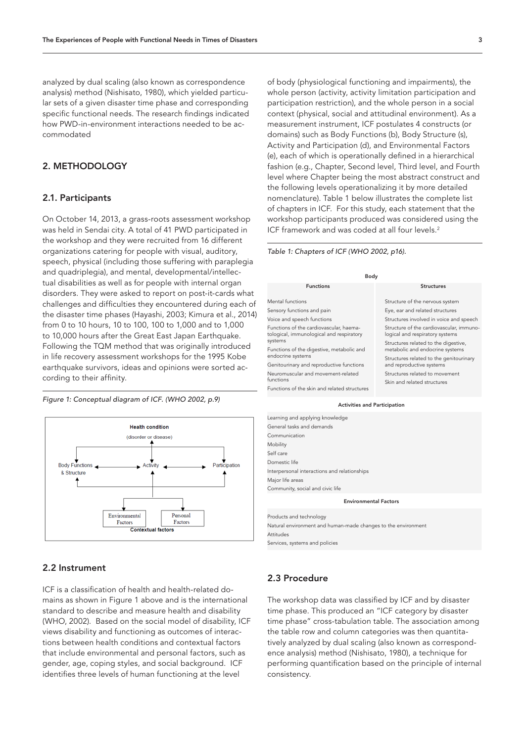analyzed by dual scaling (also known as correspondence analysis) method (Nishisato, 1980), which yielded particular sets of a given disaster time phase and corresponding specific functional needs. The research findings indicated how PWD-in-environment interactions needed to be accommodated

## 2. METHODOLOGY

### 2.1. Participants

On October 14, 2013, a grass-roots assessment workshop was held in Sendai city. A total of 41 PWD participated in the workshop and they were recruited from 16 different organizations catering for people with visual, auditory, speech, physical (including those suffering with paraplegia and quadriplegia), and mental, developmental/intellectual disabilities as well as for people with internal organ disorders. They were asked to report on post-it-cards what challenges and difficulties they encountered during each of the disaster time phases (Hayashi, 2003; Kimura et al., 2014) from 0 to 10 hours, 10 to 100, 100 to 1,000 and to 1,000 to 10,000 hours after the Great East Japan Earthquake. Following the TQM method that was originally introduced in life recovery assessment workshops for the 1995 Kobe earthquake survivors, ideas and opinions were sorted according to their affinity.

*Figure 1: Conceptual diagram of ICF. (WHO 2002, p.9)*

### 2.2 Instrument

ICF is a classification of health and health-related domains as shown in Figure 1 above and is the international standard to describe and measure health and disability (WHO, 2002). Based on the social model of disability, ICF views disability and functioning as outcomes of interactions between health conditions and contextual factors that include environmental and personal factors, such as gender, age, coping styles, and social background. ICF identifies three levels of human functioning at the level of body (physiological functioning and impairments), the whole person (activity, activity limitation participation and participation restriction), and the whole person in a social context (physical, social and attitudinal environment). As a measurement instrument, ICF postulates 4 constructs (or domains) such as Body Functions (b), Body Structure (s), Activity and Participation (d), and Environmental Factors (e), each of which is operationally defined in a hierarchical fashion (e.g., Chapter, Second level, Third level, and Fourth level where Chapter being the most abstract construct and the following levels operationalizing it by more detailed nomenclature). Table 1 below illustrates the complete list of chapters in ICF. For this study, each statement that the workshop participants produced was considered using the ICF framework and was coded at all four levels.[2]

*Table 1: Chapters of ICF (WHO 2002, p16).*

| Body | |
|---|---|
| **Functions** | **Structures** |
| Mental functions | Structure of the nervous system |
| Sensory functions and pain | Eye, ear and related structures |
| Voice and speech functions | Structures involved in voice and speech |
| Functions of the cardiovascular, haematological, immunological and respiratory systems | Structure of the cardiovascular, immunological and respiratory systems |
| Functions of the digestive, metabolic and endocrine systems | Structures related to the digestive, metabolic and endocrine systems |
| Genitourinary and reproductive functions | Structures related to the genitourinary and reproductive systems |
| Neuromuscular and movement-related functions | Structures related to movement |
| Functions of the skin and related structures | Skin and related structures |

| Activities and Participation |
|---|
| Learning and applying knowledge |
| General tasks and demands |
| Communication |
| Mobility |
| Self care |
| Domestic life |
| Interpersonal interactions and relationships |
| Major life areas |
| Community, social and civic life |

| Environmental Factors |
|---|
| Products and technology |
| Natural environment and human-made changes to the environment |
| Attitudes |
| Services, systems and policies |

### 2.3 Procedure

The workshop data was classified by ICF and by disaster time phase. This produced an "ICF category by disaster time phase" cross-tabulation table. The association among the table row and column categories was then quantitatively analyzed by dual scaling (also known as correspondence analysis) method (Nishisato, 1980), a technique for performing quantification based on the principle of internal consistency.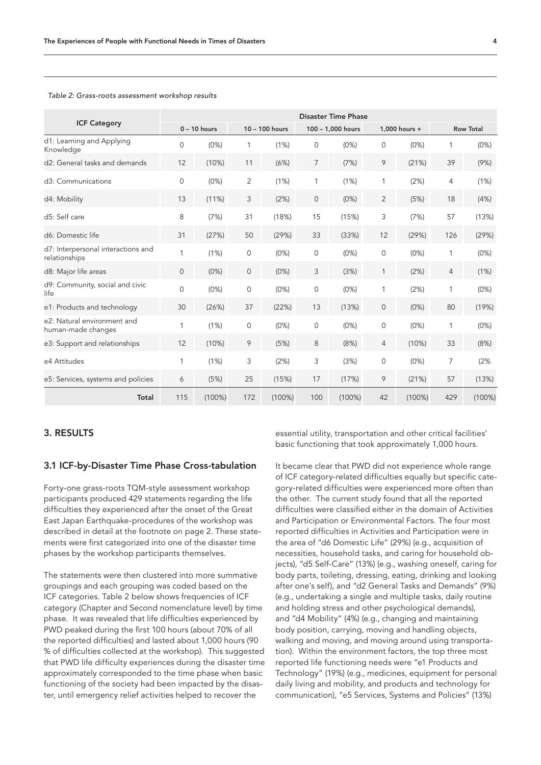*Table 2: Grass-roots assessment workshop results*

| ICF Category | Disaster Time Phase | | | | | | | | | |
|---|---|---|---|---|---|---|---|---|---|---|
| | 0 – 10 hours | | 10 – 100 hours | | 100 – 1,000 hours | | 1,000 hours + | | Row Total | |
| d1: Learning and Applying Knowledge | 0 | (0%) | 1 | (1%) | 0 | (0%) | 0 | (0%) | 1 | (0%) |
| d2: General tasks and demands | 12 | (10%) | 11 | (6%) | 7 | (7%) | 9 | (21%) | 39 | (9%) |
| d3: Communications | 0 | (0%) | 2 | (1%) | 1 | (1%) | 1 | (2%) | 4 | (1%) |
| d4: Mobility | 13 | (11%) | 3 | (2%) | 0 | (0%) | 2 | (5%) | 18 | (4%) |
| d5: Self care | 8 | (7%) | 31 | (18%) | 15 | (15%) | 3 | (7%) | 57 | (13%) |
| d6: Domestic life | 31 | (27%) | 50 | (29%) | 33 | (33%) | 12 | (29%) | 126 | (29%) |
| d7: Interpersonal interactions and relationships | 1 | (1%) | 0 | (0%) | 0 | (0%) | 0 | (0%) | 1 | (0%) |
| d8: Major life areas | 0 | (0%) | 0 | (0%) | 3 | (3%) | 1 | (2%) | 4 | (1%) |
| d9: Community, social and civic life | 0 | (0%) | 0 | (0%) | 0 | (0%) | 1 | (2%) | 1 | (0%) |
| e1: Products and technology | 30 | (26%) | 37 | (22%) | 13 | (13%) | 0 | (0%) | 80 | (19%) |
| e2: Natural environment and human-made changes | 1 | (1%) | 0 | (0%) | 0 | (0%) | 0 | (0%) | 1 | (0%) |
| e3: Support and relationships | 12 | (10%) | 9 | (5%) | 8 | (8%) | 4 | (10%) | 33 | (8%) |
| e4 Attitudes | 1 | (1%) | 3 | (2%) | 3 | (3%) | 0 | (0%) | 7 | (2% |
| e5: Services, systems and policies | 6 | (5%) | 25 | (15%) | 17 | (17%) | 9 | (21%) | 57 | (13%) |
| **Total** | 115 | (100%) | 172 | (100%) | 100 | (100%) | 42 | (100%) | 429 | (100%) |

## 3. RESULTS

### 3.1 ICF-by-Disaster Time Phase Cross-tabulation

Forty-one grass-roots TQM-style assessment workshop participants produced 429 statements regarding the life difficulties they experienced after the onset of the Great East Japan Earthquake-procedures of the workshop was described in detail at the footnote on page 2. These statements were first categorized into one of the disaster time phases by the workshop participants themselves.

The statements were then clustered into more summative groupings and each grouping was coded based on the ICF categories. Table 2 below shows frequencies of ICF category (Chapter and Second nomenclature level) by time phase. It was revealed that life difficulties experienced by PWD peaked during the first 100 hours (about 70% of all the reported difficulties) and lasted about 1,000 hours (90 % of difficulties collected at the workshop). This suggested that PWD life difficulty experiences during the disaster time approximately corresponded to the time phase when basic functioning of the society had been impacted by the disaster, until emergency relief activities helped to recover the essential utility, transportation and other critical facilities' basic functioning that took approximately 1,000 hours.

It became clear that PWD did not experience whole range of ICF category-related difficulties equally but specific category-related difficulties were experienced more often than the other. The current study found that all the reported difficulties were classified either in the domain of Activities and Participation or Environmental Factors. The four most reported difficulties in Activities and Participation were in the area of "d6 Domestic Life" (29%) (e.g., acquisition of necessities, household tasks, and caring for household objects), "d5 Self-Care" (13%) (e.g., washing oneself, caring for body parts, toileting, dressing, eating, drinking and looking after one's self), and "d2 General Tasks and Demands" (9%) (e.g., undertaking a single and multiple tasks, daily routine and holding stress and other psychological demands), and "d4 Mobility" (4%) (e.g., changing and maintaining body position, carrying, moving and handling objects, walking and moving, and moving around using transportation). Within the environment factors, the top three most reported life functioning needs were "e1 Products and Technology" (19%) (e.g., medicines, equipment for personal daily living and mobility, and products and technology for communication), "e5 Services, Systems and Policies" (13%)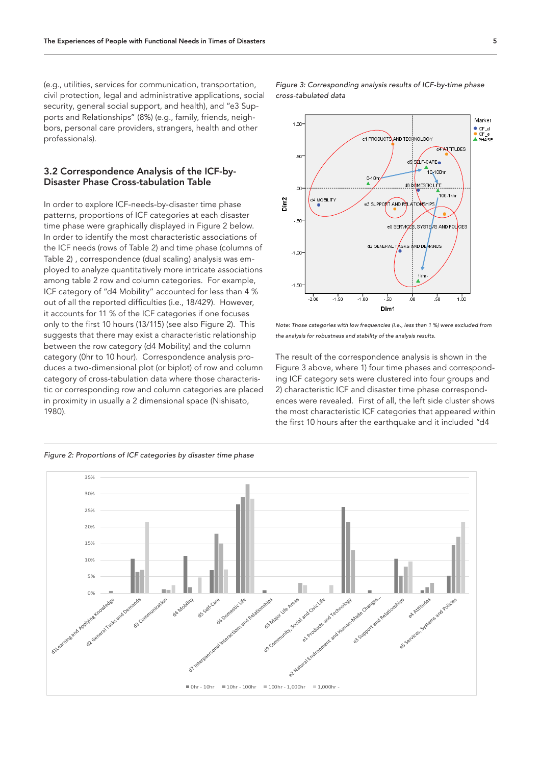(e.g., utilities, services for communication, transportation, civil protection, legal and administrative applications, social security, general social support, and health), and "e3 Supports and Relationships" (8%) (e.g., family, friends, neighbors, personal care providers, strangers, health and other professionals).

## 3.2 Correspondence Analysis of the ICF-by-Disaster Phase Cross-tabulation Table

In order to explore ICF-needs-by-disaster time phase patterns, proportions of ICF categories at each disaster time phase were graphically displayed in Figure 2 below. In order to identify the most characteristic associations of the ICF needs (rows of Table 2) and time phase (columns of Table 2) , correspondence (dual scaling) analysis was employed to analyze quantitatively more intricate associations among table 2 row and column categories. For example, ICF category of "d4 Mobility" accounted for less than 4 % out of all the reported difficulties (i.e., 18/429). However, it accounts for 11 % of the ICF categories if one focuses only to the first 10 hours (13/115) (see also Figure 2). This suggests that there may exist a characteristic relationship between the row category (d4 Mobility) and the column category (0hr to 10 hour). Correspondence analysis produces a two-dimensional plot (or biplot) of row and column category of cross-tabulation data where those characteristic or corresponding row and column categories are placed in proximity in usually a 2 dimensional space (Nishisato, 1980).

*Figure 3: Corresponding analysis results of ICF-by-time phase cross-tabulated data*

*Note: Those categories with low frequencies (i.e., less than 1 %) were excluded from the analysis for robustness and stability of the analysis results.*

The result of the correspondence analysis is shown in the Figure 3 above, where 1) four time phases and corresponding ICF category sets were clustered into four groups and 2) characteristic ICF and disaster time phase correspondences were revealed. First of all, the left side cluster shows the most characteristic ICF categories that appeared within the first 10 hours after the earthquake and it included "d4

*Figure 2: Proportions of ICF categories by disaster time phase*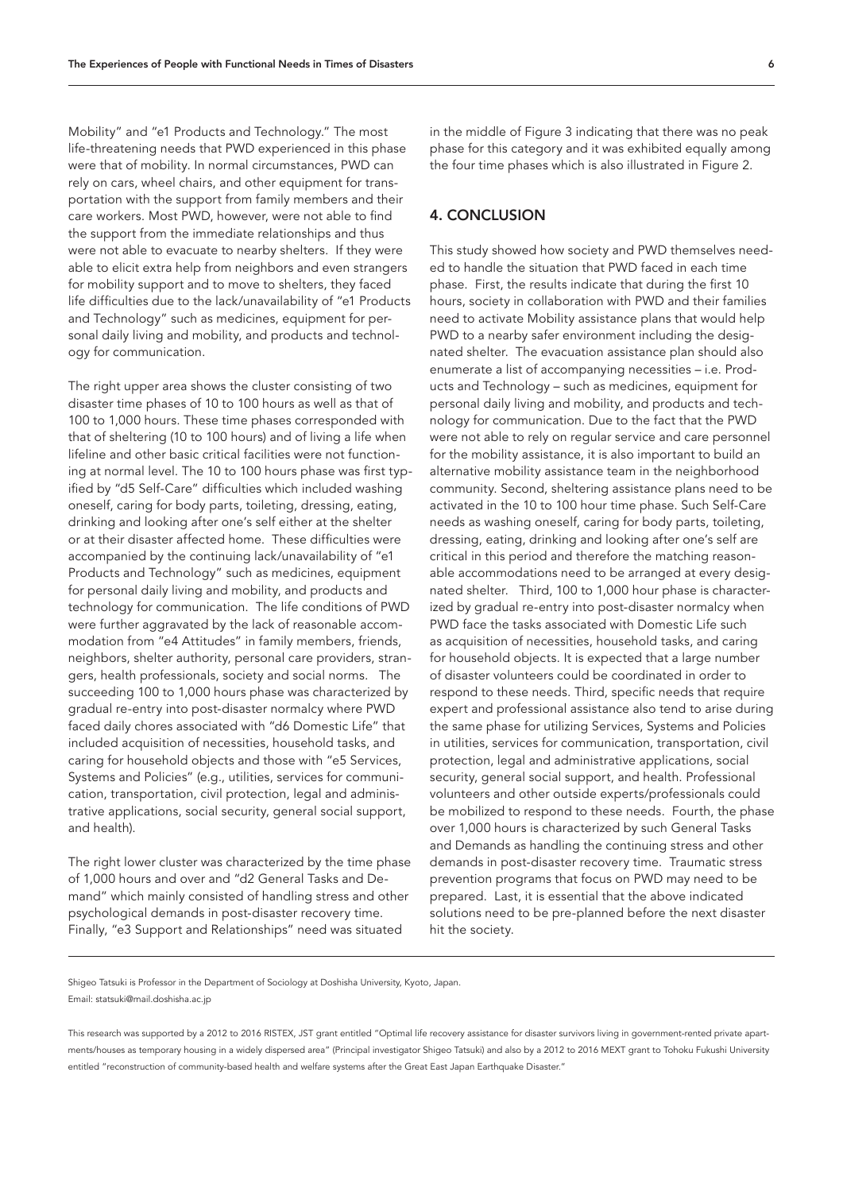Mobility" and "e1 Products and Technology." The most life-threatening needs that PWD experienced in this phase were that of mobility. In normal circumstances, PWD can rely on cars, wheel chairs, and other equipment for transportation with the support from family members and their care workers. Most PWD, however, were not able to find the support from the immediate relationships and thus were not able to evacuate to nearby shelters. If they were able to elicit extra help from neighbors and even strangers for mobility support and to move to shelters, they faced life difficulties due to the lack/unavailability of "e1 Products and Technology" such as medicines, equipment for personal daily living and mobility, and products and technology for communication.

The right upper area shows the cluster consisting of two disaster time phases of 10 to 100 hours as well as that of 100 to 1,000 hours. These time phases corresponded with that of sheltering (10 to 100 hours) and of living a life when lifeline and other basic critical facilities were not functioning at normal level. The 10 to 100 hours phase was first typified by "d5 Self-Care" difficulties which included washing oneself, caring for body parts, toileting, dressing, eating, drinking and looking after one's self either at the shelter or at their disaster affected home. These difficulties were accompanied by the continuing lack/unavailability of "e1 Products and Technology" such as medicines, equipment for personal daily living and mobility, and products and technology for communication. The life conditions of PWD were further aggravated by the lack of reasonable accommodation from "e4 Attitudes" in family members, friends, neighbors, shelter authority, personal care providers, strangers, health professionals, society and social norms. The succeeding 100 to 1,000 hours phase was characterized by gradual re-entry into post-disaster normalcy where PWD faced daily chores associated with "d6 Domestic Life" that included acquisition of necessities, household tasks, and caring for household objects and those with "e5 Services, Systems and Policies" (e.g., utilities, services for communication, transportation, civil protection, legal and administrative applications, social security, general social support, and health).

The right lower cluster was characterized by the time phase of 1,000 hours and over and "d2 General Tasks and Demand" which mainly consisted of handling stress and other psychological demands in post-disaster recovery time. Finally, "e3 Support and Relationships" need was situated in the middle of Figure 3 indicating that there was no peak phase for this category and it was exhibited equally among the four time phases which is also illustrated in Figure 2.

## 4. CONCLUSION

This study showed how society and PWD themselves needed to handle the situation that PWD faced in each time phase. First, the results indicate that during the first 10 hours, society in collaboration with PWD and their families need to activate Mobility assistance plans that would help PWD to a nearby safer environment including the designated shelter. The evacuation assistance plan should also enumerate a list of accompanying necessities – i.e. Products and Technology – such as medicines, equipment for personal daily living and mobility, and products and technology for communication. Due to the fact that the PWD were not able to rely on regular service and care personnel for the mobility assistance, it is also important to build an alternative mobility assistance team in the neighborhood community. Second, sheltering assistance plans need to be activated in the 10 to 100 hour time phase. Such Self-Care needs as washing oneself, caring for body parts, toileting, dressing, eating, drinking and looking after one's self are critical in this period and therefore the matching reasonable accommodations need to be arranged at every designated shelter. Third, 100 to 1,000 hour phase is characterized by gradual re-entry into post-disaster normalcy when PWD face the tasks associated with Domestic Life such as acquisition of necessities, household tasks, and caring for household objects. It is expected that a large number of disaster volunteers could be coordinated in order to respond to these needs. Third, specific needs that require expert and professional assistance also tend to arise during the same phase for utilizing Services, Systems and Policies in utilities, services for communication, transportation, civil protection, legal and administrative applications, social security, general social support, and health. Professional volunteers and other outside experts/professionals could be mobilized to respond to these needs. Fourth, the phase over 1,000 hours is characterized by such General Tasks and Demands as handling the continuing stress and other demands in post-disaster recovery time. Traumatic stress prevention programs that focus on PWD may need to be prepared. Last, it is essential that the above indicated solutions need to be pre-planned before the next disaster hit the society.

---

Shigeo Tatsuki is Professor in the Department of Sociology at Doshisha University, Kyoto, Japan.
Email: statsuki@mail.doshisha.ac.jp

This research was supported by a 2012 to 2016 RISTEX, JST grant entitled "Optimal life recovery assistance for disaster survivors living in government-rented private apartments/houses as temporary housing in a widely dispersed area" (Principal investigator Shigeo Tatsuki) and also by a 2012 to 2016 MEXT grant to Tohoku Fukushi University entitled "reconstruction of community-based health and welfare systems after the Great East Japan Earthquake Disaster."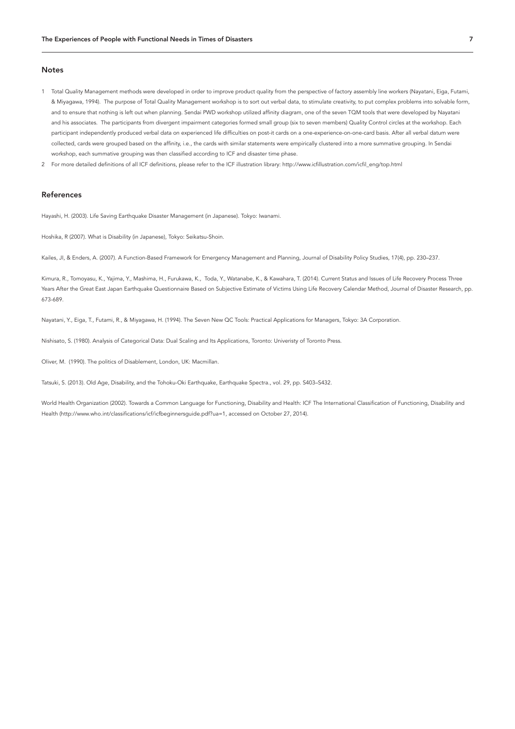## Notes

1. Total Quality Management methods were developed in order to improve product quality from the perspective of factory assembly line workers (Nayatani, Eiga, Futami, & Miyagawa, 1994). The purpose of Total Quality Management workshop is to sort out verbal data, to stimulate creativity, to put complex problems into solvable form, and to ensure that nothing is left out when planning. Sendai PWD workshop utilized affinity diagram, one of the seven TQM tools that were developed by Nayatani and his associates. The participants from divergent impairment categories formed small group (six to seven members) Quality Control circles at the workshop. Each participant independently produced verbal data on experienced life difficulties on post-it cards on a one-experience-on-one-card basis. After all verbal datum were collected, cards were grouped based on the affinity, i.e., the cards with similar statements were empirically clustered into a more summative grouping. In Sendai workshop, each summative grouping was then classified according to ICF and disaster time phase.
2. For more detailed definitions of all ICF definitions, please refer to the ICF illustration library: http://www.icfillustration.com/icfil_eng/top.html

## References

Hayashi, H. (2003). Life Saving Earthquake Disaster Management (in Japanese). Tokyo: Iwanami.

Hoshika, R (2007). What is Disability (in Japanese), Tokyo: Seikatsu-Shoin.

Kailes, JI, & Enders, A. (2007). A Function-Based Framework for Emergency Management and Planning, Journal of Disability Policy Studies, 17(4), pp. 230–237.

Kimura, R., Tomoyasu, K., Yajima, Y., Mashima, H., Furukawa, K., Toda, Y., Watanabe, K., & Kawahara, T. (2014). Current Status and Issues of Life Recovery Process Three Years After the Great East Japan Earthquake Questionnaire Based on Subjective Estimate of Victims Using Life Recovery Calendar Method, Journal of Disaster Research, pp. 673-689.

Nayatani, Y., Eiga, T., Futami, R., & Miyagawa, H. (1994). The Seven New QC Tools: Practical Applications for Managers, Tokyo: 3A Corporation.

Nishisato, S. (1980). Analysis of Categorical Data: Dual Scaling and Its Applications, Toronto: Univeristy of Toronto Press.

Oliver, M. (1990). The politics of Disablement, London, UK: Macmillan.

Tatsuki, S. (2013). Old Age, Disability, and the Tohoku-Oki Earthquake, Earthquake Spectra., vol. 29, pp. S403–S432.

World Health Organization (2002). Towards a Common Language for Functioning, Disability and Health: ICF The International Classification of Functioning, Disability and Health (http://www.who.int/classifications/icf/icfbeginnersguide.pdf?ua=1, accessed on October 27, 2014).